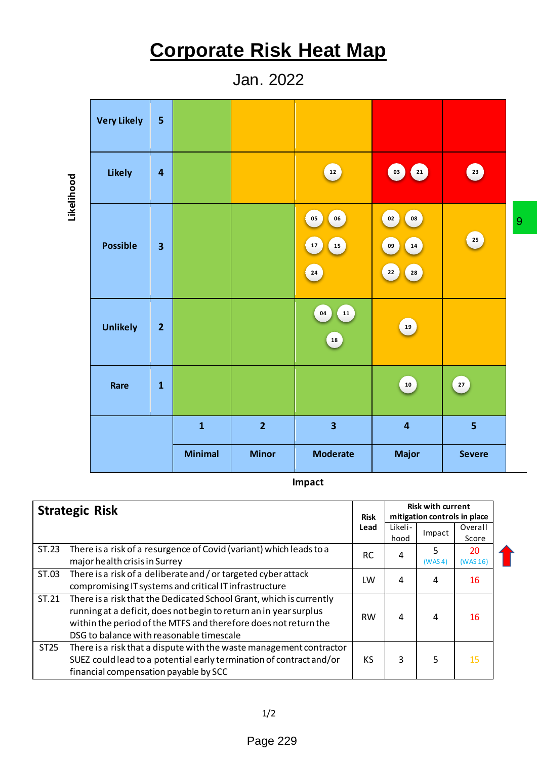# Corporate Risk Heat Map

Jan. 2022

| Likelihood | | Minimal (1) | Minor (2) | Moderate (3) | Major (4) | Severe (5) |
|---|---|---|---|---|---|---|
| Very Likely | 5 | | | | | |
| Likely | 4 | | | 12 | 03, 21 | 23 |
| Possible | 3 | | | 05, 06, 17, 15, 24 | 02, 08, 09, 14, 22, 28 | 25 |
| Unlikely | 2 | | | 04, 11, 18 | 19 | |
| Rare | 1 | | | | 10 | 27 |

Impact

9

| Strategic Risk | | Risk Lead | Risk with current mitigation controls in place | | |
|---|---|---|---|---|---|
| | | | Likelihood | Impact | Overall Score |
| ST.23 | There is a risk of a resurgence of Covid (variant) which leads to a major health crisis in Surrey | RC | 4 | 5 (WAS 4) | 20 (WAS 16) ↑ |
| ST.03 | There is a risk of a deliberate and / or targeted cyber attack compromising IT systems and critical IT infrastructure | LW | 4 | 4 | 16 |
| ST.21 | There is a risk that the Dedicated School Grant, which is currently running at a deficit, does not begin to return an in year surplus within the period of the MTFS and therefore does not return the DSG to balance with reasonable timescale | RW | 4 | 4 | 16 |
| ST25 | There is a risk that a dispute with the waste management contractor SUEZ could lead to a potential early termination of contract and/or financial compensation payable by SCC | KS | 3 | 5 | 15 |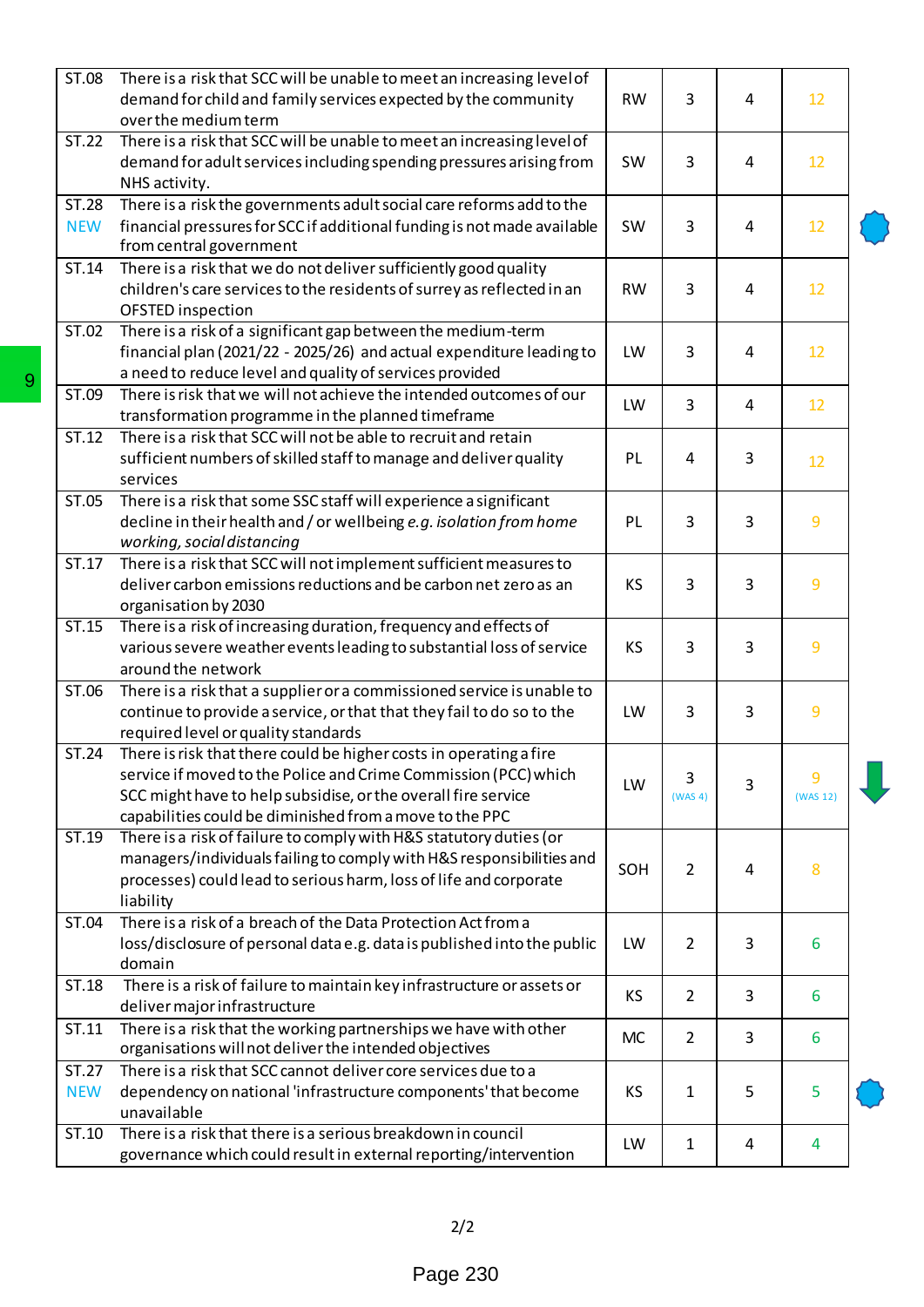| | | | | | |
|---|---|---|---|---|---|
| ST.08 | There is a risk that SCC will be unable to meet an increasing level of demand for child and family services expected by the community over the medium term | RW | 3 | 4 | 12 |
| ST.22 | There is a risk that SCC will be unable to meet an increasing level of demand for adult services including spending pressures arising from NHS activity. | SW | 3 | 4 | 12 |
| ST.28 NEW | There is a risk the governments adult social care reforms add to the financial pressures for SCC if additional funding is not made available from central government | SW | 3 | 4 | 12 |
| ST.14 | There is a risk that we do not deliver sufficiently good quality children's care services to the residents of surrey as reflected in an OFSTED inspection | RW | 3 | 4 | 12 |
| ST.02 | There is a risk of a significant gap between the medium-term financial plan (2021/22 - 2025/26) and actual expenditure leading to a need to reduce level and quality of services provided | LW | 3 | 4 | 12 |
| ST.09 | There is risk that we will not achieve the intended outcomes of our transformation programme in the planned timeframe | LW | 3 | 4 | 12 |
| ST.12 | There is a risk that SCC will not be able to recruit and retain sufficient numbers of skilled staff to manage and deliver quality services | PL | 4 | 3 | 12 |
| ST.05 | There is a risk that some SSC staff will experience a significant decline in their health and / or wellbeing *e.g. isolation from home working, social distancing* | PL | 3 | 3 | 9 |
| ST.17 | There is a risk that SCC will not implement sufficient measures to deliver carbon emissions reductions and be carbon net zero as an organisation by 2030 | KS | 3 | 3 | 9 |
| ST.15 | There is a risk of increasing duration, frequency and effects of various severe weather events leading to substantial loss of service around the network | KS | 3 | 3 | 9 |
| ST.06 | There is a risk that a supplier or a commissioned service is unable to continue to provide a service, or that that they fail to do so to the required level or quality standards | LW | 3 | 3 | 9 |
| ST.24 | There is risk that there could be higher costs in operating a fire service if moved to the Police and Crime Commission (PCC) which SCC might have to help subsidise, or the overall fire service capabilities could be diminished from a move to the PPC | LW | 3 (WAS 4) | 3 | 9 (WAS 12) |
| ST.19 | There is a risk of failure to comply with H&S statutory duties (or managers/individuals failing to comply with H&S responsibilities and processes) could lead to serious harm, loss of life and corporate liability | SOH | 2 | 4 | 8 |
| ST.04 | There is a risk of a breach of the Data Protection Act from a loss/disclosure of personal data e.g. data is published into the public domain | LW | 2 | 3 | 6 |
| ST.18 | There is a risk of failure to maintain key infrastructure or assets or deliver major infrastructure | KS | 2 | 3 | 6 |
| ST.11 | There is a risk that the working partnerships we have with other organisations will not deliver the intended objectives | MC | 2 | 3 | 6 |
| ST.27 NEW | There is a risk that SCC cannot deliver core services due to a dependency on national 'infrastructure components' that become unavailable | KS | 1 | 5 | 5 |
| ST.10 | There is a risk that there is a serious breakdown in council governance which could result in external reporting/intervention | LW | 1 | 4 | 4 |